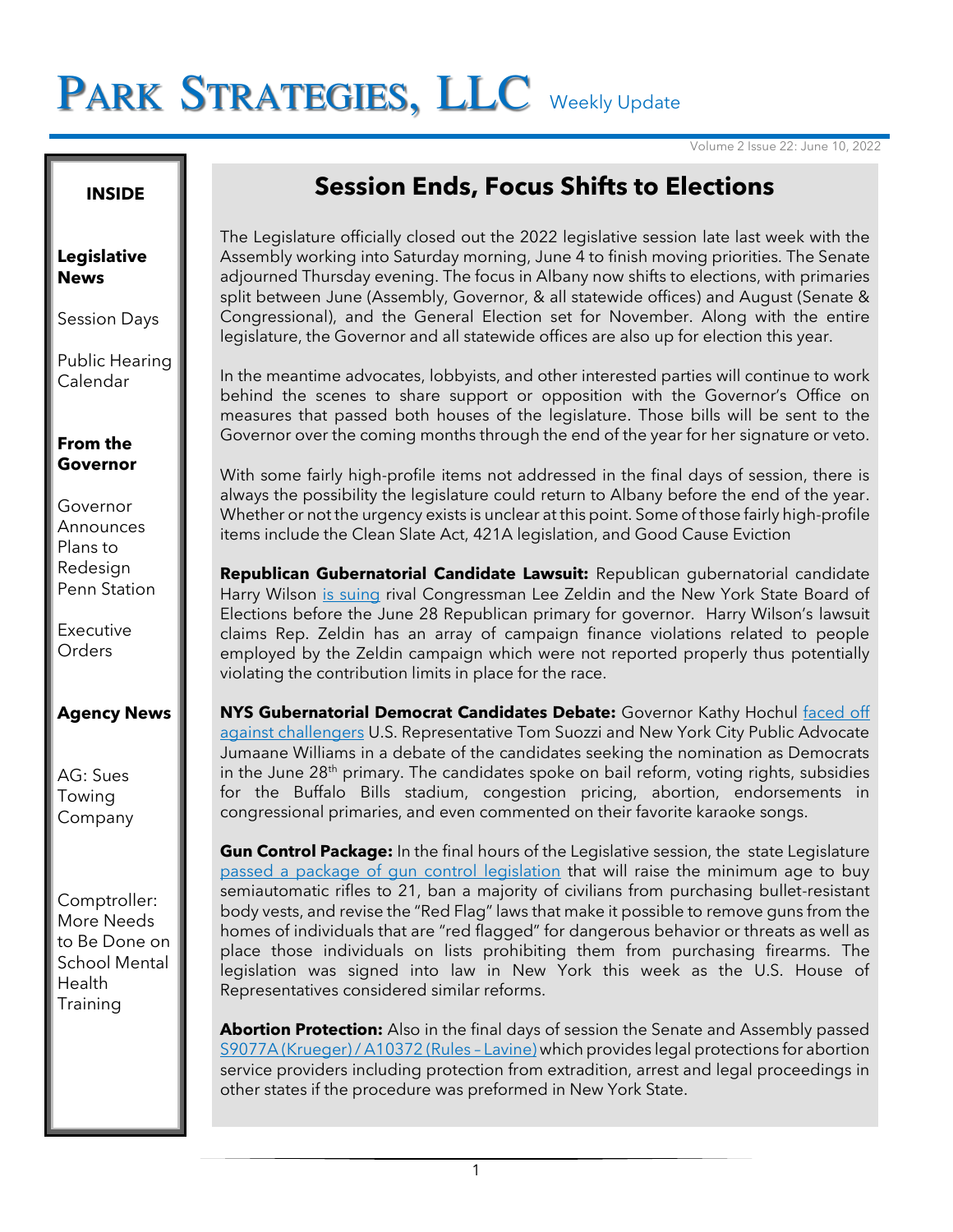# PARK STRATEGIES, LLC Weekly Update

Volume 2 Issue 22: June 10, 2022

**INSIDE**

**Legislative News**

Session Days

Public Hearing Calendar

**From the Governor**

Governor Announces Plans to Redesign Penn Station

Executive Orders

**Agency News**

AG: Sues Towing Company

Comptroller: More Needs to Be Done on School Mental Health Training

## Session Ends, Focus Shifts to Elections

The Legislature officially closed out the 2022 legislative session late last week with the Assembly working into Saturday morning, June 4 to finish moving priorities. The Senate adjourned Thursday evening. The focus in Albany now shifts to elections, with primaries split between June (Assembly, Governor, & all statewide offices) and August (Senate & Congressional), and the General Election set for November. Along with the entire legislature, the Governor and all statewide offices are also up for election this year.

In the meantime advocates, lobbyists, and other interested parties will continue to work behind the scenes to share support or opposition with the Governor's Office on measures that passed both houses of the legislature. Those bills will be sent to the Governor over the coming months through the end of the year for her signature or veto.

With some fairly high-profile items not addressed in the final days of session, there is always the possibility the legislature could return to Albany before the end of the year. Whether or not the urgency exists is unclear at this point. Some of those fairly high-profile items include the Clean Slate Act, 421A legislation, and Good Cause Eviction

**Republican Gubernatorial Candidate Lawsuit:** Republican gubernatorial candidate Harry Wilson is suing rival Congressman Lee Zeldin and the New York State Board of Elections before the June 28 Republican primary for governor. Harry Wilson's lawsuit claims Rep. Zeldin has an array of campaign finance violations related to people employed by the Zeldin campaign which were not reported properly thus potentially violating the contribution limits in place for the race.

**NYS Gubernatorial Democrat Candidates Debate:** Governor Kathy Hochul faced off against challengers U.S. Representative Tom Suozzi and New York City Public Advocate Jumaane Williams in a debate of the candidates seeking the nomination as Democrats in the June 28th primary. The candidates spoke on bail reform, voting rights, subsidies for the Buffalo Bills stadium, congestion pricing, abortion, endorsements in congressional primaries, and even commented on their favorite karaoke songs.

**Gun Control Package:** In the final hours of the Legislative session, the state Legislature passed a package of gun control legislation that will raise the minimum age to buy semiautomatic rifles to 21, ban a majority of civilians from purchasing bullet-resistant body vests, and revise the "Red Flag" laws that make it possible to remove guns from the homes of individuals that are "red flagged" for dangerous behavior or threats as well as place those individuals on lists prohibiting them from purchasing firearms. The legislation was signed into law in New York this week as the U.S. House of Representatives considered similar reforms.

**Abortion Protection:** Also in the final days of session the Senate and Assembly passed S9077A (Krueger) / A10372 (Rules – Lavine) which provides legal protections for abortion service providers including protection from extradition, arrest and legal proceedings in other states if the procedure was preformed in New York State.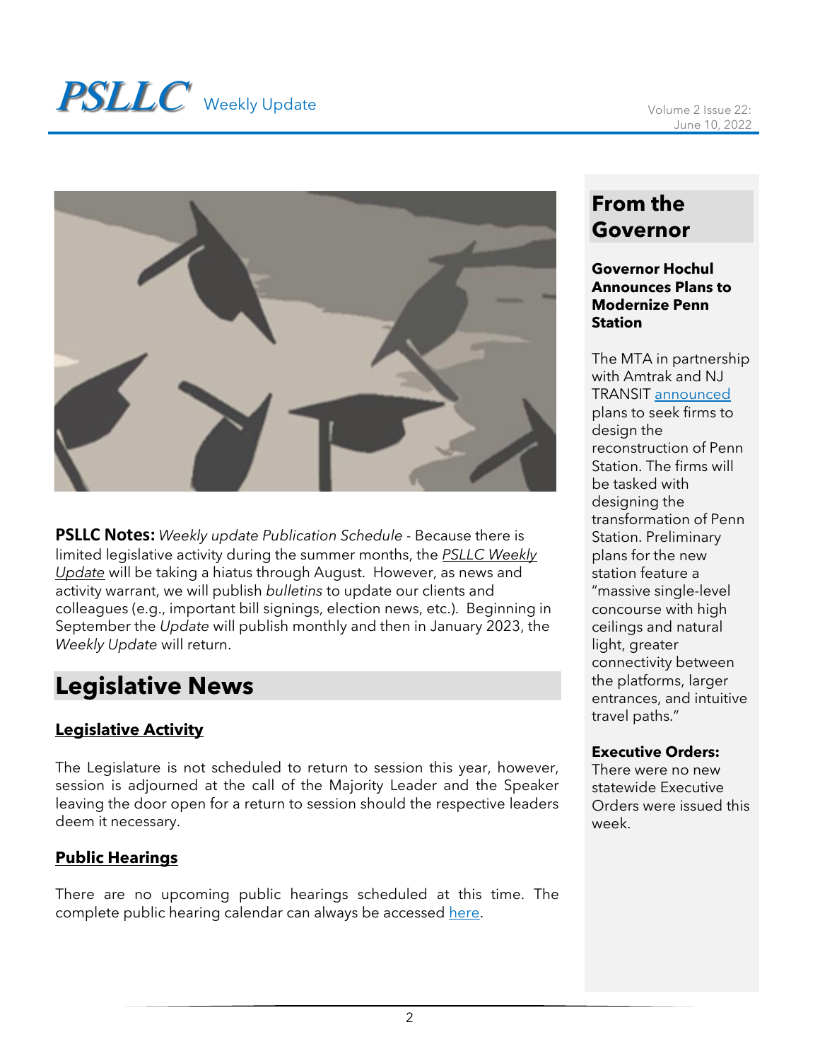**PSLLC Notes:** *Weekly update Publication Schedule* - Because there is limited legislative activity during the summer months, the *PSLLC Weekly Update* will be taking a hiatus through August. However, as news and activity warrant, we will publish *bulletins* to update our clients and colleagues (e.g., important bill signings, election news, etc.). Beginning in September the *Update* will publish monthly and then in January 2023, the *Weekly Update* will return.

## Legislative News

### Legislative Activity

The Legislature is not scheduled to return to session this year, however, session is adjourned at the call of the Majority Leader and the Speaker leaving the door open for a return to session should the respective leaders deem it necessary.

### Public Hearings

There are no upcoming public hearings scheduled at this time. The complete public hearing calendar can always be accessed here.

## From the Governor

**Governor Hochul Announces Plans to Modernize Penn Station**

The MTA in partnership with Amtrak and NJ TRANSIT announced plans to seek firms to design the reconstruction of Penn Station. The firms will be tasked with designing the transformation of Penn Station. Preliminary plans for the new station feature a "massive single-level concourse with high ceilings and natural light, greater connectivity between the platforms, larger entrances, and intuitive travel paths."

**Executive Orders:**
There were no new statewide Executive Orders were issued this week.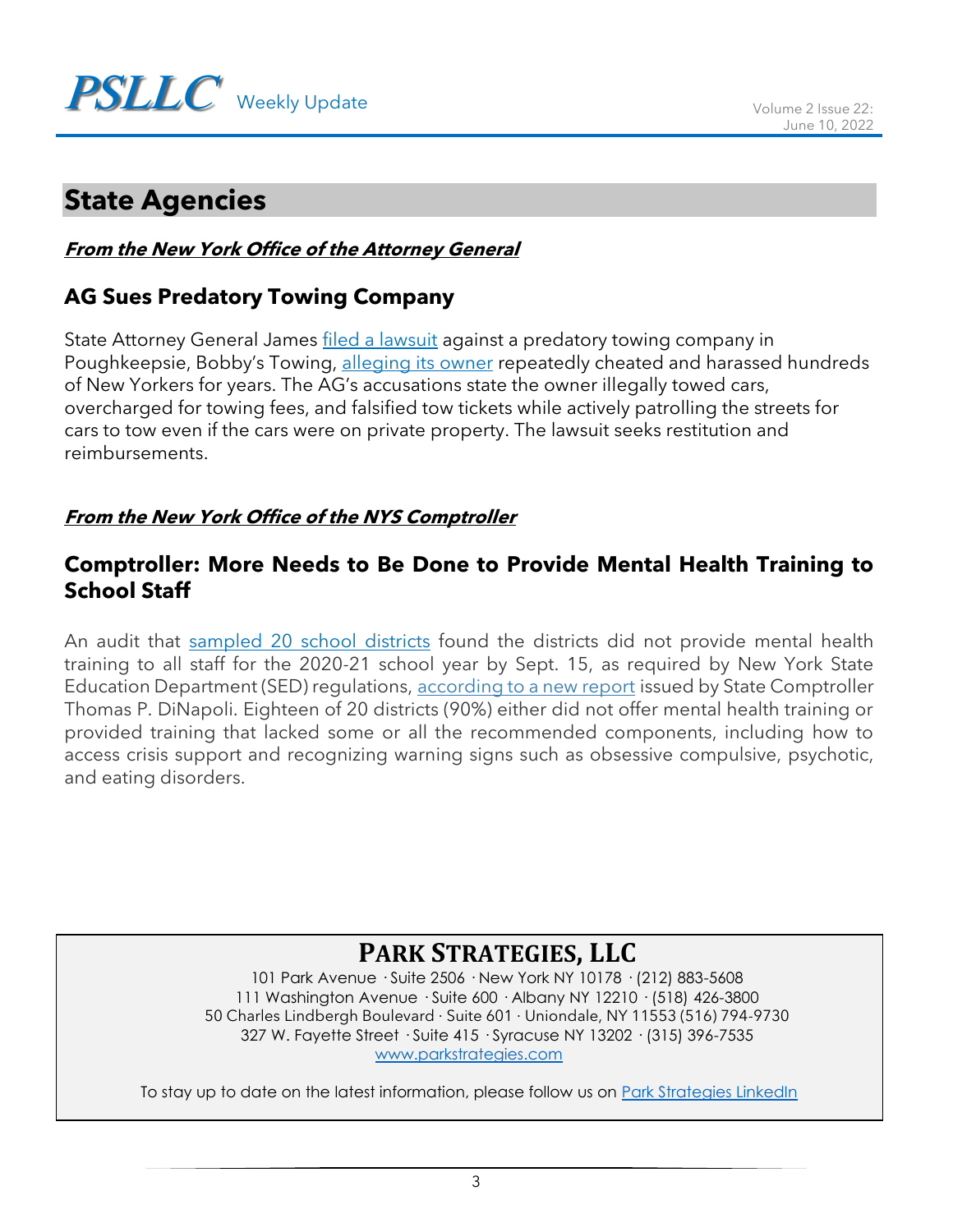## State Agencies

***From the New York Office of the Attorney General***

### AG Sues Predatory Towing Company

State Attorney General James filed a lawsuit against a predatory towing company in Poughkeepsie, Bobby's Towing, alleging its owner repeatedly cheated and harassed hundreds of New Yorkers for years. The AG's accusations state the owner illegally towed cars, overcharged for towing fees, and falsified tow tickets while actively patrolling the streets for cars to tow even if the cars were on private property. The lawsuit seeks restitution and reimbursements.

***From the New York Office of the NYS Comptroller***

### Comptroller: More Needs to Be Done to Provide Mental Health Training to School Staff

An audit that sampled 20 school districts found the districts did not provide mental health training to all staff for the 2020-21 school year by Sept. 15, as required by New York State Education Department (SED) regulations, according to a new report issued by State Comptroller Thomas P. DiNapoli. Eighteen of 20 districts (90%) either did not offer mental health training or provided training that lacked some or all the recommended components, including how to access crisis support and recognizing warning signs such as obsessive compulsive, psychotic, and eating disorders.

**PARK STRATEGIES, LLC**

101 Park Avenue · Suite 2506 · New York NY 10178 · (212) 883-5608
111 Washington Avenue · Suite 600 · Albany NY 12210 · (518) 426-3800
50 Charles Lindbergh Boulevard · Suite 601 · Uniondale, NY 11553 (516) 794-9730
327 W. Fayette Street · Suite 415 · Syracuse NY 13202 · (315) 396-7535
www.parkstrategies.com

To stay up to date on the latest information, please follow us on Park Strategies LinkedIn